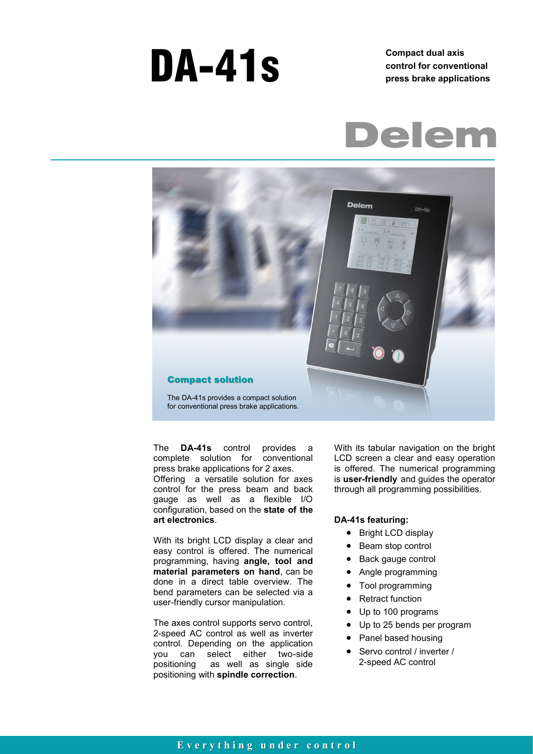# DA-41s

**Compact dual axis control for conventional press brake applications**

Delem

### Compact solution

The DA-41s provides a compact solution for conventional press brake applications.

The **DA-41s** control provides a complete solution for conventional press brake applications for 2 axes. Offering a versatile solution for axes control for the press beam and back gauge as well as a flexible I/O configuration, based on the **state of the art electronics**.

With its bright LCD display a clear and easy control is offered. The numerical programming, having **angle, tool and material parameters on hand**, can be done in a direct table overview. The bend parameters can be selected via a user-friendly cursor manipulation.

The axes control supports servo control, 2-speed AC control as well as inverter control. Depending on the application you can select either two-side positioning as well as single side positioning with **spindle correction**.

With its tabular navigation on the bright LCD screen a clear and easy operation is offered. The numerical programming is **user-friendly** and guides the operator through all programming possibilities.

**DA-41s featuring:**

- Bright LCD display
- Beam stop control
- Back gauge control
- Angle programming
- Tool programming
- Retract function
- Up to 100 programs
- Up to 25 bends per program
- Panel based housing
- Servo control / inverter / 2-speed AC control

Everything under control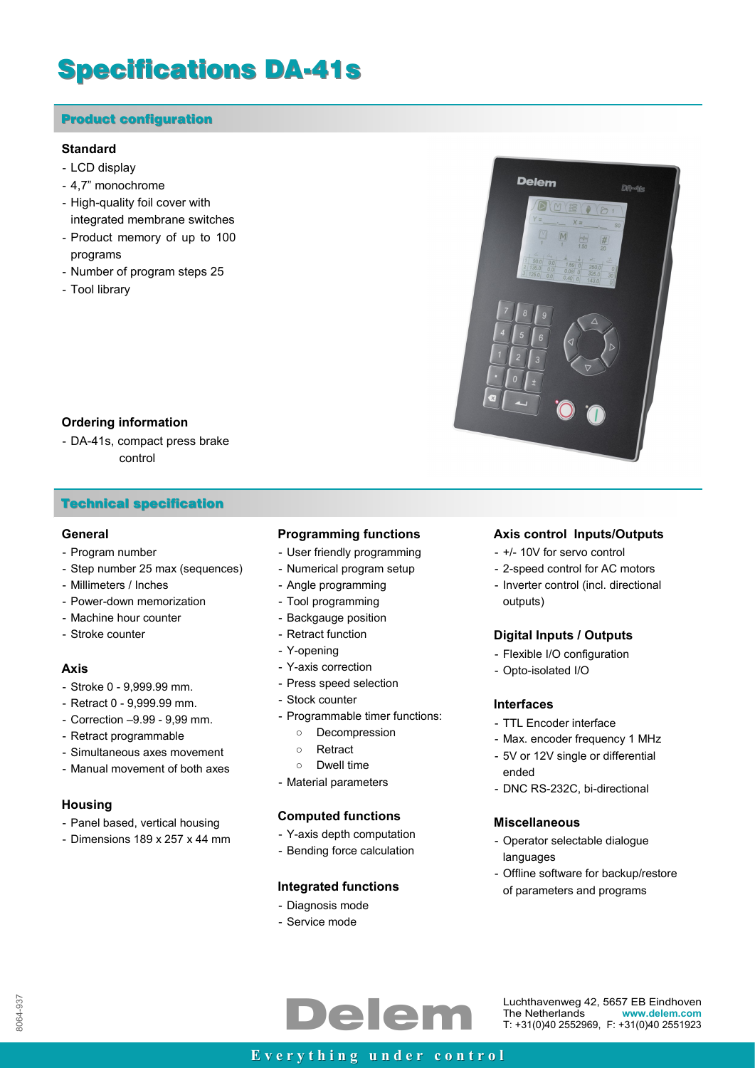# Specifications DA-41s

## Product configuration

### Standard

- LCD display
- 4,7" monochrome
- High-quality foil cover with integrated membrane switches
- Product memory of up to 100 programs
- Number of program steps 25
- Tool library

### Ordering information

- DA-41s, compact press brake control

## Technical specification

### General

- Program number
- Step number 25 max (sequences)
- Millimeters / Inches
- Power-down memorization
- Machine hour counter
- Stroke counter

### Axis

- Stroke 0 - 9,999.99 mm.
- Retract 0 - 9,999.99 mm.
- Correction –9.99 - 9,99 mm.
- Retract programmable
- Simultaneous axes movement
- Manual movement of both axes

### Housing

- Panel based, vertical housing
- Dimensions 189 x 257 x 44 mm

### Programming functions

- User friendly programming
- Numerical program setup
- Angle programming
- Tool programming
- Backgauge position
- Retract function
- Y-opening
- Y-axis correction
- Press speed selection
- Stock counter
- Programmable timer functions:
  - Decompression
  - Retract
  - Dwell time
- Material parameters

### Computed functions

- Y-axis depth computation
- Bending force calculation

### Integrated functions

- Diagnosis mode
- Service mode

### Axis control Inputs/Outputs

- +/- 10V for servo control
- 2-speed control for AC motors
- Inverter control (incl. directional outputs)

### Digital Inputs / Outputs

- Flexible I/O configuration
- Opto-isolated I/O

### Interfaces

- TTL Encoder interface
- Max. encoder frequency 1 MHz
- 5V or 12V single or differential ended
- DNC RS-232C, bi-directional

### Miscellaneous

- Operator selectable dialogue languages
- Offline software for backup/restore of parameters and programs

8064-937

Delem

Luchthavenweg 42, 5657 EB Eindhoven
The Netherlands www.delem.com
T: +31(0)40 2552969, F: +31(0)40 2551923

Everything under control